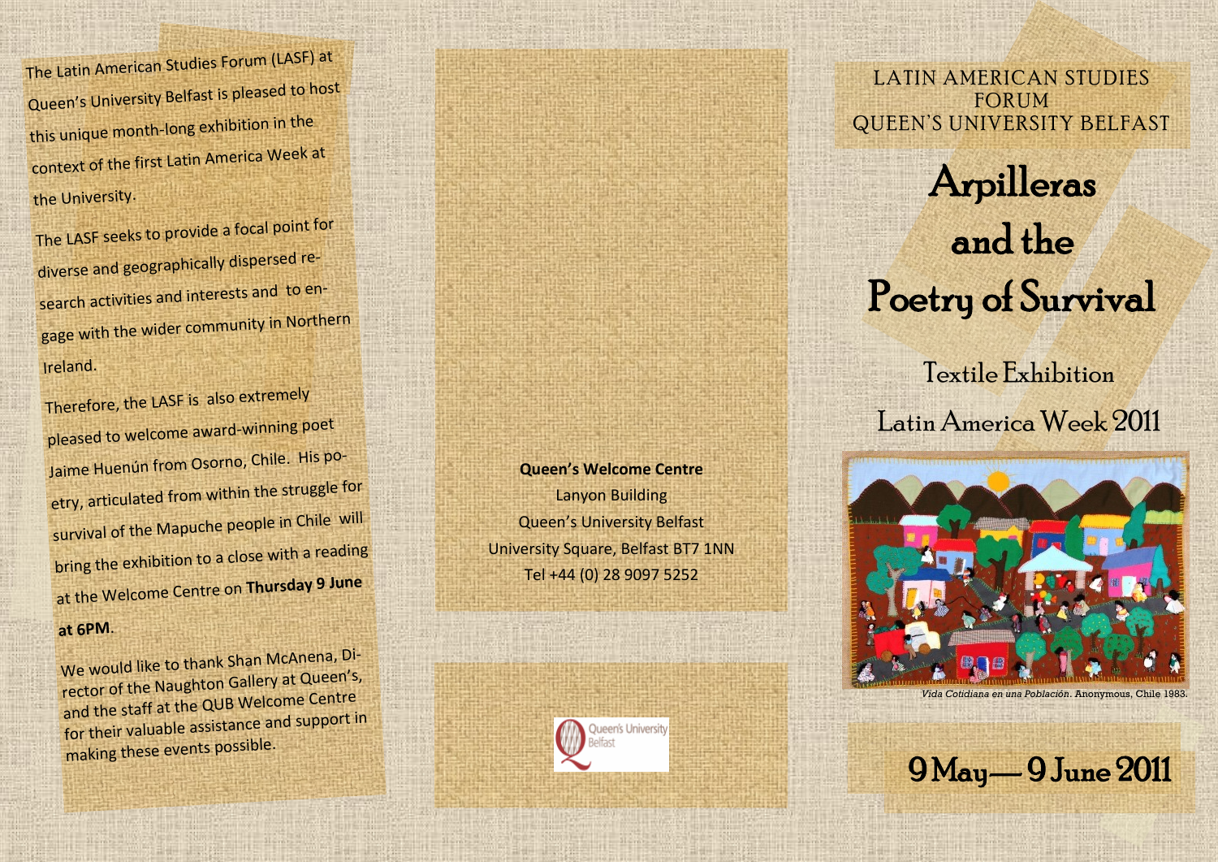The Latin American Studies Forum (LASF) at Queen's University Belfast is pleased to host this unique month-long exhibition in the context of the first Latin America Week at the University.

The LASF seeks to provide a focal point for diverse and geographically dispersed research activities and interests and to engage with the wider community in Northern Ireland.

Therefore, the LASF is also extremely pleased to welcome award-winning poet Jaime Huenún from Osorno, Chile. His poetry, articulated from within the struggle for survival of the Mapuche people in Chile will bring the exhibition to a close with a reading at the Welcome Centre on **Thursday 9 June at 6PM**.

We would like to thank Shan McAnena, Director of the Naughton Gallery at Queen's, and the staff at the QUB Welcome Centre for their valuable assistance and support in making these events possible.

**Queen's Welcome Centre**
Lanyon Building
Queen's University Belfast
University Square, Belfast BT7 1NN
Tel +44 (0) 28 9097 5252

Queen's University Belfast

LATIN AMERICAN STUDIES FORUM
QUEEN'S UNIVERSITY BELFAST

# Arpilleras and the Poetry of Survival

## Textile Exhibition

## Latin America Week 2011

*Vida Cotidiana en una Población*. Anonymous, Chile 1983.

## 9 May — 9 June 2011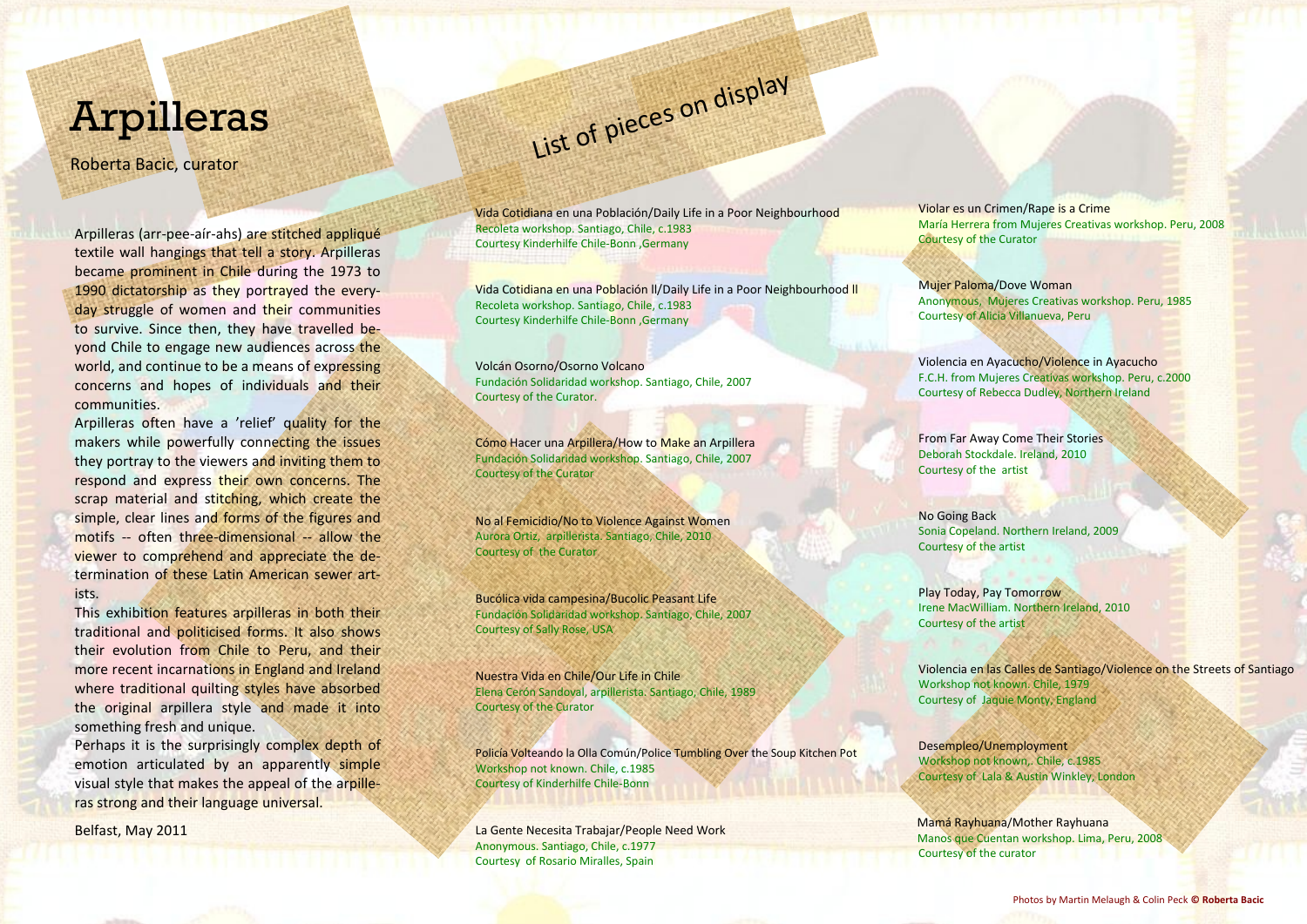# Arpilleras

Roberta Bacic, curator

Arpilleras (arr-pee-aír-ahs) are stitched appliqué textile wall hangings that tell a story. Arpilleras became prominent in Chile during the 1973 to 1990 dictatorship as they portrayed the every-day struggle of women and their communities to survive. Since then, they have travelled beyond Chile to engage new audiences across the world, and continue to be a means of expressing concerns and hopes of individuals and their communities.

Arpilleras often have a 'relief' quality for the makers while powerfully connecting the issues they portray to the viewers and inviting them to respond and express their own concerns. The scrap material and stitching, which create the simple, clear lines and forms of the figures and motifs -- often three-dimensional -- allow the viewer to comprehend and appreciate the determination of these Latin American sewer artists.

This exhibition features arpilleras in both their traditional and politicised forms. It also shows their evolution from Chile to Peru, and their more recent incarnations in England and Ireland where traditional quilting styles have absorbed the original arpillera style and made it into something fresh and unique.

Perhaps it is the surprisingly complex depth of emotion articulated by an apparently simple visual style that makes the appeal of the arpilleras strong and their language universal.

Belfast, May 2011

## List of pieces on display

Vida Cotidiana en una Población/Daily Life in a Poor Neighbourhood
Recoleta workshop. Santiago, Chile, c.1983
Courtesy Kinderhilfe Chile-Bonn ,Germany

Vida Cotidiana en una Población ll/Daily Life in a Poor Neighbourhood ll
Recoleta workshop. Santiago, Chile, c.1983
Courtesy Kinderhilfe Chile-Bonn ,Germany

Volcán Osorno/Osorno Volcano
Fundación Solidaridad workshop. Santiago, Chile, 2007
Courtesy of the Curator.

Cómo Hacer una Arpillera/How to Make an Arpillera
Fundación Solidaridad workshop. Santiago, Chile, 2007
Courtesy of the Curator

No al Femicidio/No to Violence Against Women
Aurora Ortiz, arpillerista. Santiago, Chile, 2010
Courtesy of the Curator

Bucólica vida campesina/Bucolic Peasant Life
Fundación Solidaridad workshop. Santiago, Chile, 2007
Courtesy of Sally Rose, USA

Nuestra Vida en Chile/Our Life in Chile
Elena Cerón Sandoval, arpillerista. Santiago, Chile, 1989
Courtesy of the Curator

Policía Volteando la Olla Común/Police Tumbling Over the Soup Kitchen Pot
Workshop not known. Chile, c.1985
Courtesy of Kinderhilfe Chile-Bonn

La Gente Necesita Trabajar/People Need Work
Anonymous. Santiago, Chile, c.1977
Courtesy of Rosario Miralles, Spain

Violar es un Crimen/Rape is a Crime
María Herrera from Mujeres Creativas workshop. Peru, 2008
Courtesy of the Curator

Mujer Paloma/Dove Woman
Anonymous, Mujeres Creativas workshop. Peru, 1985
Courtesy of Alicia Villanueva, Peru

Violencia en Ayacucho/Violence in Ayacucho
F.C.H. from Mujeres Creativas workshop. Peru, c.2000
Courtesy of Rebecca Dudley, Northern Ireland

From Far Away Come Their Stories
Deborah Stockdale. Ireland, 2010
Courtesy of the artist

No Going Back
Sonia Copeland. Northern Ireland, 2009
Courtesy of the artist

Play Today, Pay Tomorrow
Irene MacWilliam. Northern Ireland, 2010
Courtesy of the artist

Violencia en las Calles de Santiago/Violence on the Streets of Santiago
Workshop not known. Chile, 1979
Courtesy of Jaquie Monty, England

Desempleo/Unemployment
Workshop not known,. Chile, c.1985
Courtesy of Lala & Austin Winkley, London

Mamá Rayhuana/Mother Rayhuana
Manos que Cuentan workshop. Lima, Peru, 2008
Courtesy of the curator

Photos by Martin Melaugh & Colin Peck **© Roberta Bacic**